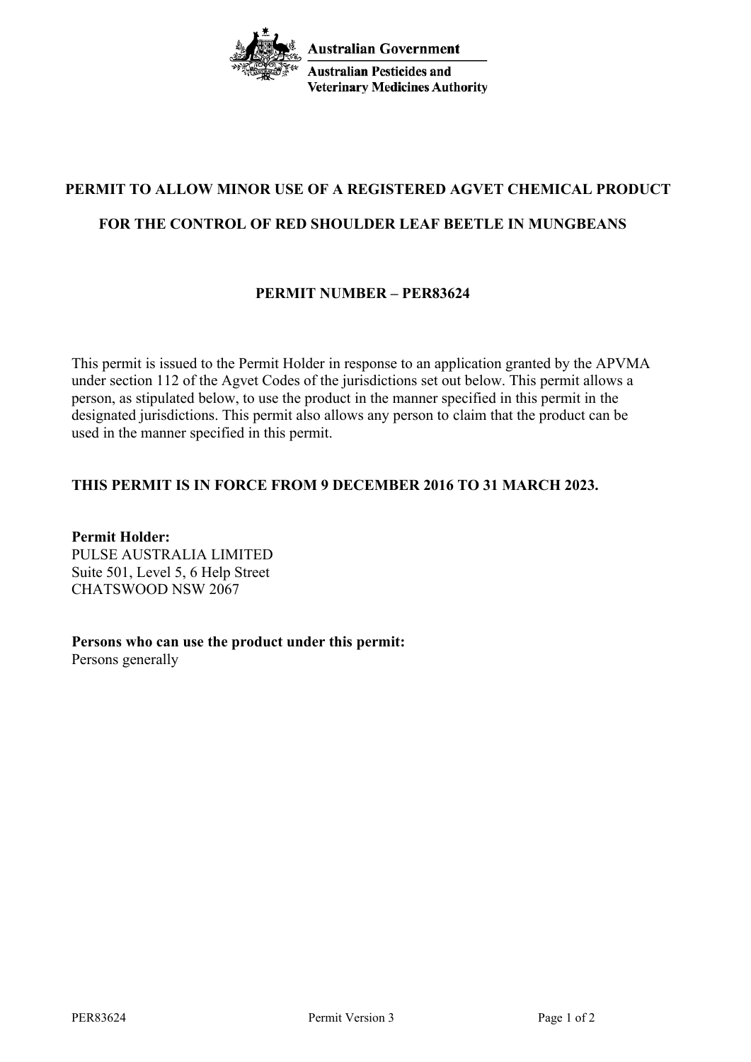Australian Government

Australian Pesticides and Veterinary Medicines Authority

## PERMIT TO ALLOW MINOR USE OF A REGISTERED AGVET CHEMICAL PRODUCT

## FOR THE CONTROL OF RED SHOULDER LEAF BEETLE IN MUNGBEANS

### PERMIT NUMBER – PER83624

This permit is issued to the Permit Holder in response to an application granted by the APVMA under section 112 of the Agvet Codes of the jurisdictions set out below. This permit allows a person, as stipulated below, to use the product in the manner specified in this permit in the designated jurisdictions. This permit also allows any person to claim that the product can be used in the manner specified in this permit.

**THIS PERMIT IS IN FORCE FROM 9 DECEMBER 2016 TO 31 MARCH 2023.**

**Permit Holder:**
PULSE AUSTRALIA LIMITED
Suite 501, Level 5, 6 Help Street
CHATSWOOD NSW 2067

**Persons who can use the product under this permit:**
Persons generally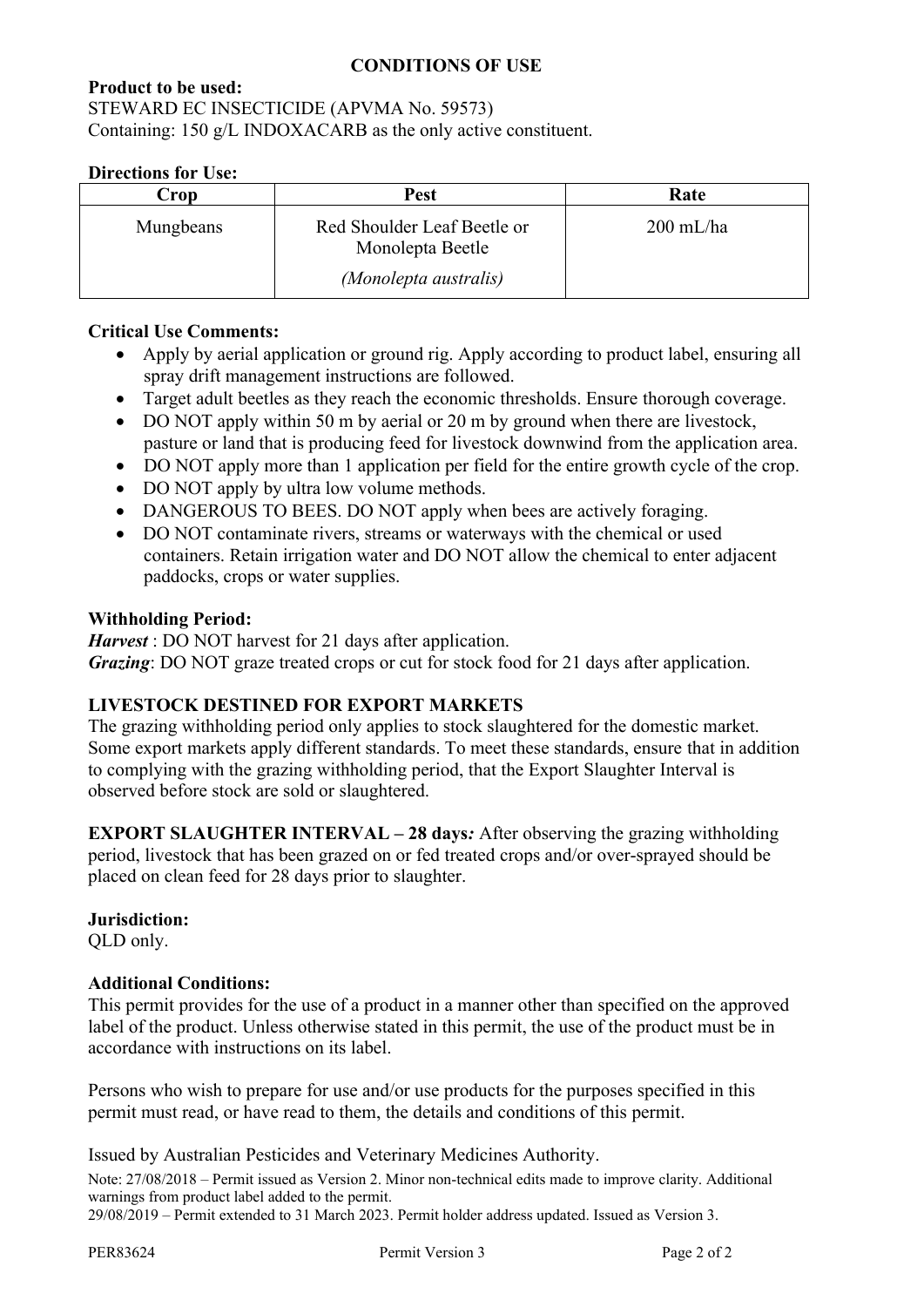## CONDITIONS OF USE

**Product to be used:**
STEWARD EC INSECTICIDE (APVMA No. 59573)
Containing: 150 g/L INDOXACARB as the only active constituent.

**Directions for Use:**

| Crop | Pest | Rate |
|---|---|---|
| Mungbeans | Red Shoulder Leaf Beetle or Monolepta Beetle *(Monolepta australis)* | 200 mL/ha |

**Critical Use Comments:**

- Apply by aerial application or ground rig. Apply according to product label, ensuring all spray drift management instructions are followed.
- Target adult beetles as they reach the economic thresholds. Ensure thorough coverage.
- DO NOT apply within 50 m by aerial or 20 m by ground when there are livestock, pasture or land that is producing feed for livestock downwind from the application area.
- DO NOT apply more than 1 application per field for the entire growth cycle of the crop.
- DO NOT apply by ultra low volume methods.
- DANGEROUS TO BEES. DO NOT apply when bees are actively foraging.
- DO NOT contaminate rivers, streams or waterways with the chemical or used containers. Retain irrigation water and DO NOT allow the chemical to enter adjacent paddocks, crops or water supplies.

**Withholding Period:**
***Harvest*** : DO NOT harvest for 21 days after application.
***Grazing***: DO NOT graze treated crops or cut for stock food for 21 days after application.

**LIVESTOCK DESTINED FOR EXPORT MARKETS**
The grazing withholding period only applies to stock slaughtered for the domestic market. Some export markets apply different standards. To meet these standards, ensure that in addition to complying with the grazing withholding period, that the Export Slaughter Interval is observed before stock are sold or slaughtered.

**EXPORT SLAUGHTER INTERVAL – 28 days*:*** After observing the grazing withholding period, livestock that has been grazed on or fed treated crops and/or over-sprayed should be placed on clean feed for 28 days prior to slaughter.

**Jurisdiction:**
QLD only.

**Additional Conditions:**
This permit provides for the use of a product in a manner other than specified on the approved label of the product. Unless otherwise stated in this permit, the use of the product must be in accordance with instructions on its label.

Persons who wish to prepare for use and/or use products for the purposes specified in this permit must read, or have read to them, the details and conditions of this permit.

Issued by Australian Pesticides and Veterinary Medicines Authority.

Note: 27/08/2018 – Permit issued as Version 2. Minor non-technical edits made to improve clarity. Additional warnings from product label added to the permit.
29/08/2019 – Permit extended to 31 March 2023. Permit holder address updated. Issued as Version 3.